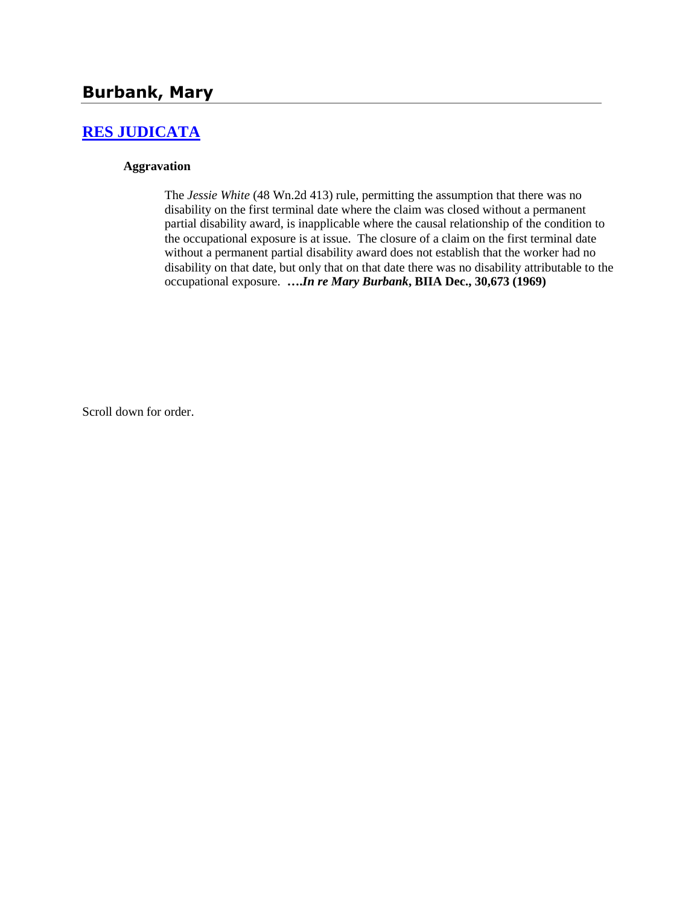# Burbank, Mary

## [RES JUDICATA](#)

### Aggravation

The *Jessie White* (48 Wn.2d 413) rule, permitting the assumption that there was no disability on the first terminal date where the claim was closed without a permanent partial disability award, is inapplicable where the causal relationship of the condition to the occupational exposure is at issue. The closure of a claim on the first terminal date without a permanent partial disability award does not establish that the worker had no disability on that date, but only that on that date there was no disability attributable to the occupational exposure. **….*In re Mary Burbank*, BIIA Dec., 30,673 (1969)**

Scroll down for order.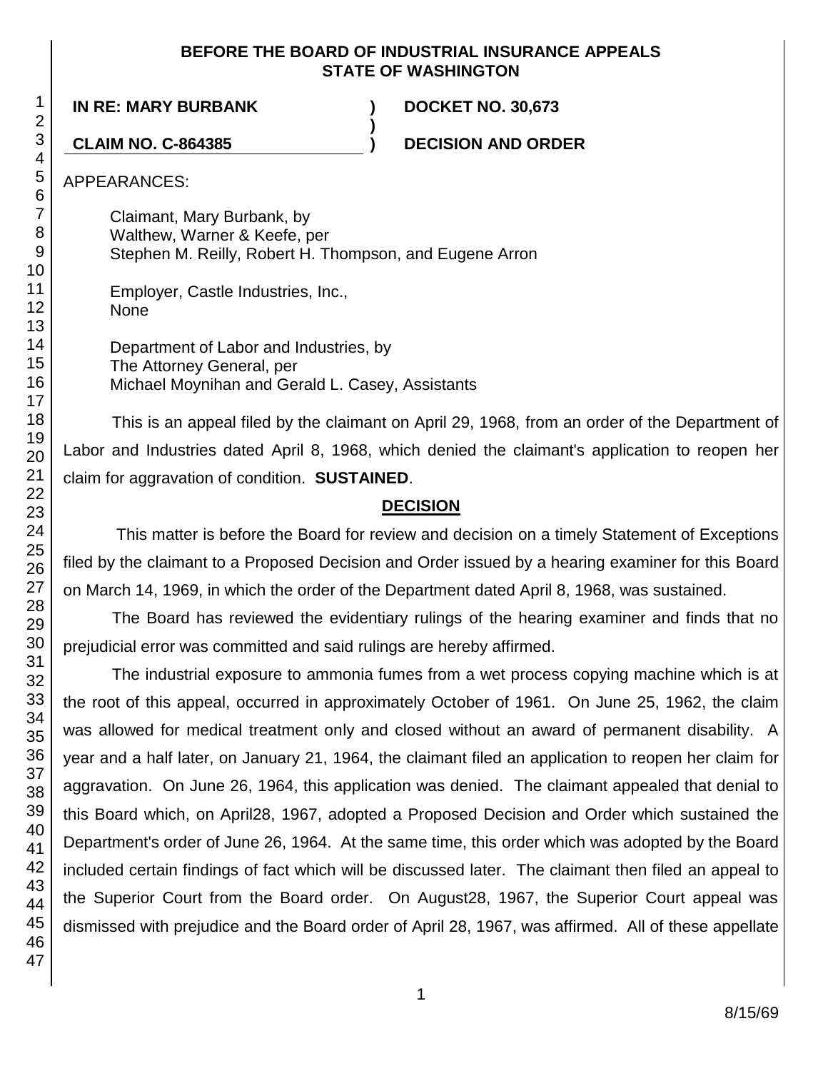**BEFORE THE BOARD OF INDUSTRIAL INSURANCE APPEALS**
**STATE OF WASHINGTON**

**IN RE: MARY BURBANK** ) **DOCKET NO. 30,673**
)
**CLAIM NO. C-864385** ) **DECISION AND ORDER**

APPEARANCES:

Claimant, Mary Burbank, by
Walthew, Warner & Keefe, per
Stephen M. Reilly, Robert H. Thompson, and Eugene Arron

Employer, Castle Industries, Inc.,
None

Department of Labor and Industries, by
The Attorney General, per
Michael Moynihan and Gerald L. Casey, Assistants

This is an appeal filed by the claimant on April 29, 1968, from an order of the Department of Labor and Industries dated April 8, 1968, which denied the claimant's application to reopen her claim for aggravation of condition. **SUSTAINED**.

## DECISION

This matter is before the Board for review and decision on a timely Statement of Exceptions filed by the claimant to a Proposed Decision and Order issued by a hearing examiner for this Board on March 14, 1969, in which the order of the Department dated April 8, 1968, was sustained.

The Board has reviewed the evidentiary rulings of the hearing examiner and finds that no prejudicial error was committed and said rulings are hereby affirmed.

The industrial exposure to ammonia fumes from a wet process copying machine which is at the root of this appeal, occurred in approximately October of 1961. On June 25, 1962, the claim was allowed for medical treatment only and closed without an award of permanent disability. A year and a half later, on January 21, 1964, the claimant filed an application to reopen her claim for aggravation. On June 26, 1964, this application was denied. The claimant appealed that denial to this Board which, on April28, 1967, adopted a Proposed Decision and Order which sustained the Department's order of June 26, 1964. At the same time, this order which was adopted by the Board included certain findings of fact which will be discussed later. The claimant then filed an appeal to the Superior Court from the Board order. On August28, 1967, the Superior Court appeal was dismissed with prejudice and the Board order of April 28, 1967, was affirmed. All of these appellate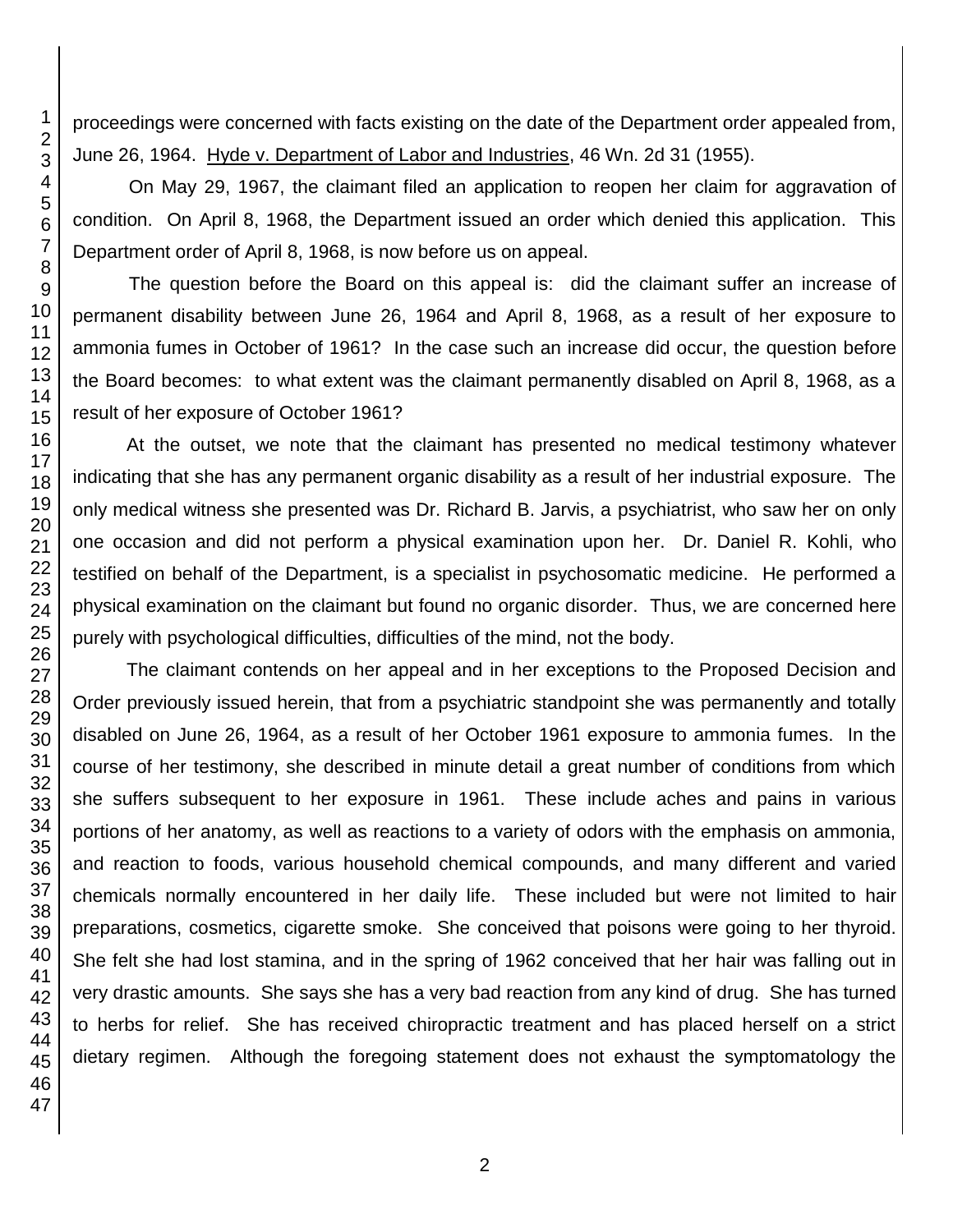proceedings were concerned with facts existing on the date of the Department order appealed from, June 26, 1964. Hyde v. Department of Labor and Industries, 46 Wn. 2d 31 (1955).

On May 29, 1967, the claimant filed an application to reopen her claim for aggravation of condition. On April 8, 1968, the Department issued an order which denied this application. This Department order of April 8, 1968, is now before us on appeal.

The question before the Board on this appeal is: did the claimant suffer an increase of permanent disability between June 26, 1964 and April 8, 1968, as a result of her exposure to ammonia fumes in October of 1961? In the case such an increase did occur, the question before the Board becomes: to what extent was the claimant permanently disabled on April 8, 1968, as a result of her exposure of October 1961?

At the outset, we note that the claimant has presented no medical testimony whatever indicating that she has any permanent organic disability as a result of her industrial exposure. The only medical witness she presented was Dr. Richard B. Jarvis, a psychiatrist, who saw her on only one occasion and did not perform a physical examination upon her. Dr. Daniel R. Kohli, who testified on behalf of the Department, is a specialist in psychosomatic medicine. He performed a physical examination on the claimant but found no organic disorder. Thus, we are concerned here purely with psychological difficulties, difficulties of the mind, not the body.

The claimant contends on her appeal and in her exceptions to the Proposed Decision and Order previously issued herein, that from a psychiatric standpoint she was permanently and totally disabled on June 26, 1964, as a result of her October 1961 exposure to ammonia fumes. In the course of her testimony, she described in minute detail a great number of conditions from which she suffers subsequent to her exposure in 1961. These include aches and pains in various portions of her anatomy, as well as reactions to a variety of odors with the emphasis on ammonia, and reaction to foods, various household chemical compounds, and many different and varied chemicals normally encountered in her daily life. These included but were not limited to hair preparations, cosmetics, cigarette smoke. She conceived that poisons were going to her thyroid. She felt she had lost stamina, and in the spring of 1962 conceived that her hair was falling out in very drastic amounts. She says she has a very bad reaction from any kind of drug. She has turned to herbs for relief. She has received chiropractic treatment and has placed herself on a strict dietary regimen. Although the foregoing statement does not exhaust the symptomatology the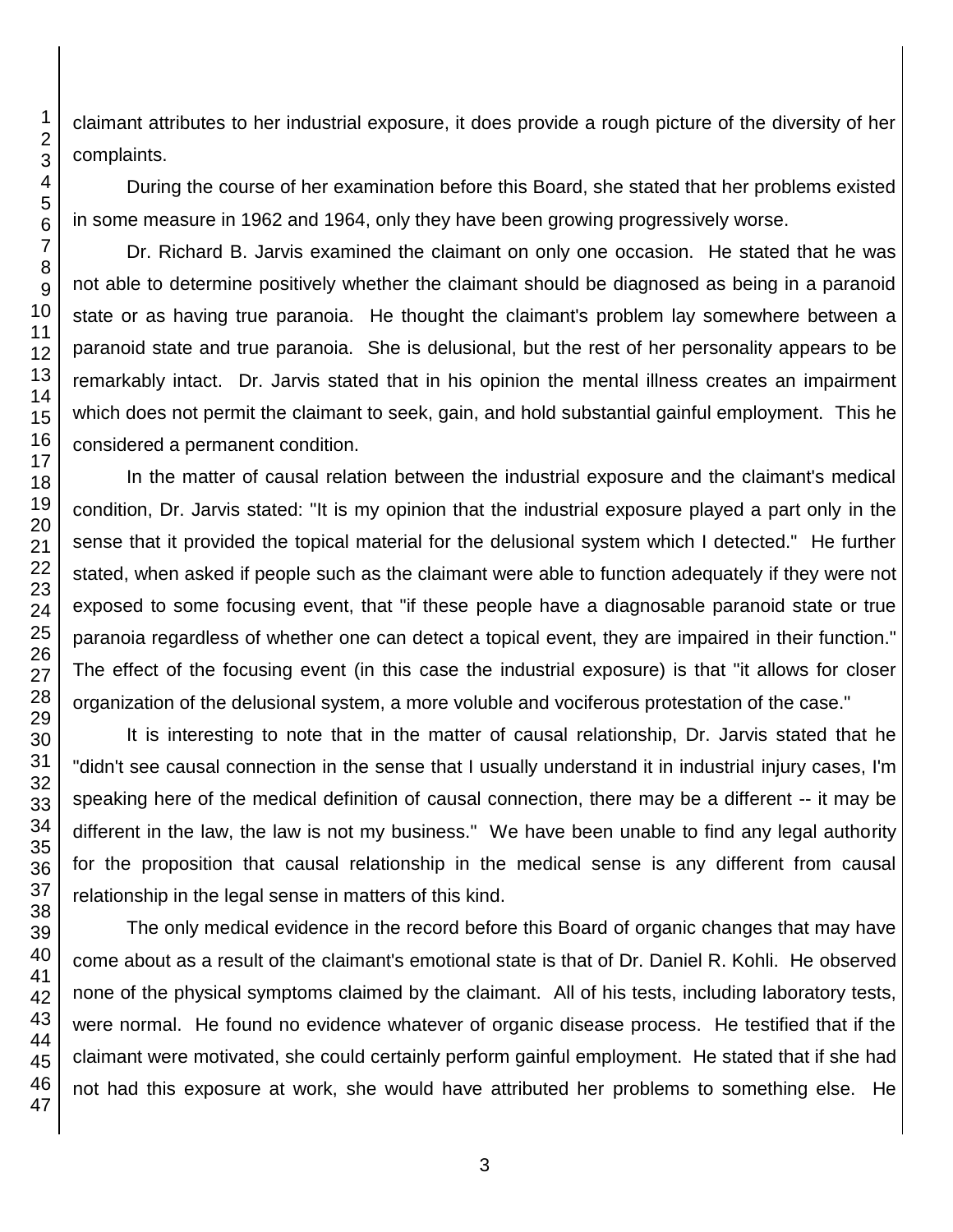claimant attributes to her industrial exposure, it does provide a rough picture of the diversity of her complaints.

During the course of her examination before this Board, she stated that her problems existed in some measure in 1962 and 1964, only they have been growing progressively worse.

Dr. Richard B. Jarvis examined the claimant on only one occasion. He stated that he was not able to determine positively whether the claimant should be diagnosed as being in a paranoid state or as having true paranoia. He thought the claimant's problem lay somewhere between a paranoid state and true paranoia. She is delusional, but the rest of her personality appears to be remarkably intact. Dr. Jarvis stated that in his opinion the mental illness creates an impairment which does not permit the claimant to seek, gain, and hold substantial gainful employment. This he considered a permanent condition.

In the matter of causal relation between the industrial exposure and the claimant's medical condition, Dr. Jarvis stated: "It is my opinion that the industrial exposure played a part only in the sense that it provided the topical material for the delusional system which I detected." He further stated, when asked if people such as the claimant were able to function adequately if they were not exposed to some focusing event, that "if these people have a diagnosable paranoid state or true paranoia regardless of whether one can detect a topical event, they are impaired in their function." The effect of the focusing event (in this case the industrial exposure) is that "it allows for closer organization of the delusional system, a more voluble and vociferous protestation of the case."

It is interesting to note that in the matter of causal relationship, Dr. Jarvis stated that he "didn't see causal connection in the sense that I usually understand it in industrial injury cases, I'm speaking here of the medical definition of causal connection, there may be a different -- it may be different in the law, the law is not my business." We have been unable to find any legal authority for the proposition that causal relationship in the medical sense is any different from causal relationship in the legal sense in matters of this kind.

The only medical evidence in the record before this Board of organic changes that may have come about as a result of the claimant's emotional state is that of Dr. Daniel R. Kohli. He observed none of the physical symptoms claimed by the claimant. All of his tests, including laboratory tests, were normal. He found no evidence whatever of organic disease process. He testified that if the claimant were motivated, she could certainly perform gainful employment. He stated that if she had not had this exposure at work, she would have attributed her problems to something else. He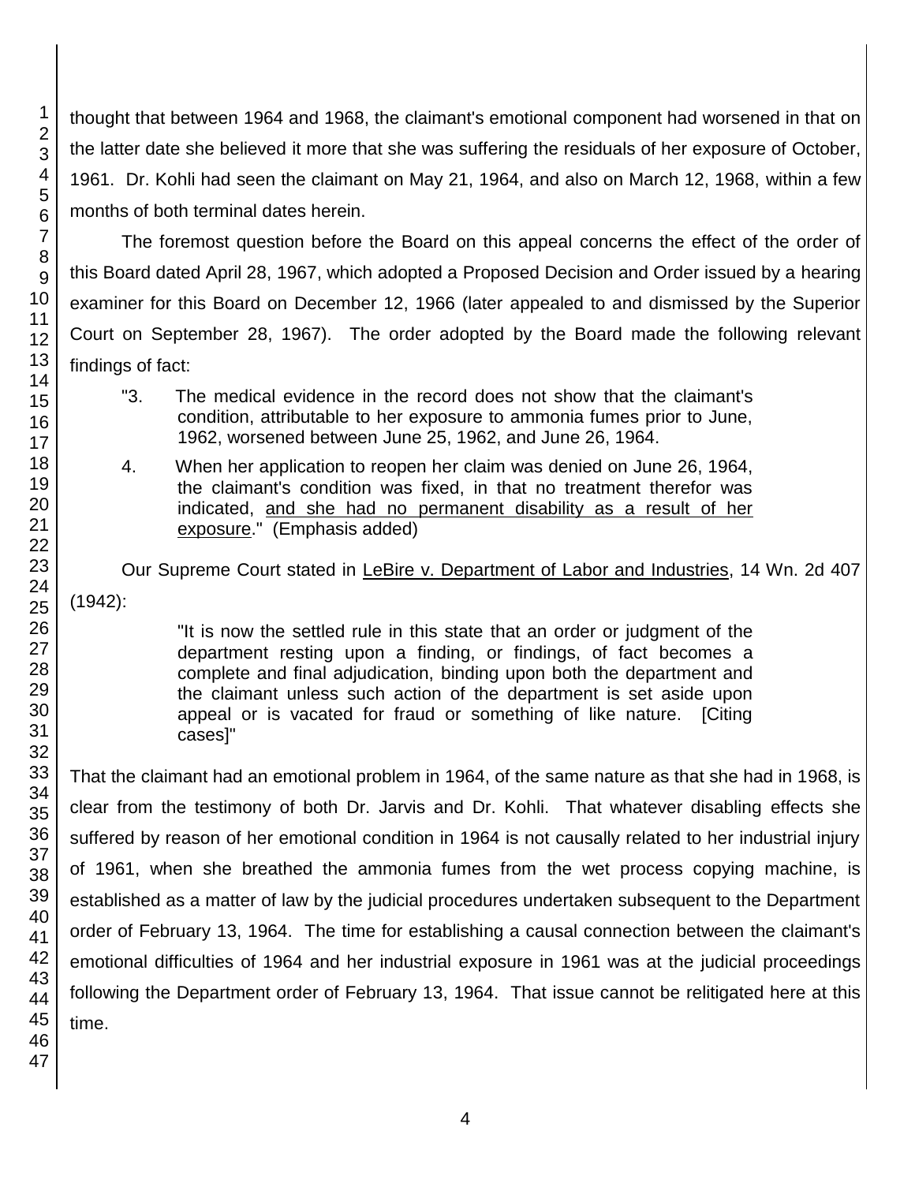thought that between 1964 and 1968, the claimant's emotional component had worsened in that on the latter date she believed it more that she was suffering the residuals of her exposure of October, 1961. Dr. Kohli had seen the claimant on May 21, 1964, and also on March 12, 1968, within a few months of both terminal dates herein.

The foremost question before the Board on this appeal concerns the effect of the order of this Board dated April 28, 1967, which adopted a Proposed Decision and Order issued by a hearing examiner for this Board on December 12, 1966 (later appealed to and dismissed by the Superior Court on September 28, 1967). The order adopted by the Board made the following relevant findings of fact:

> "3. The medical evidence in the record does not show that the claimant's condition, attributable to her exposure to ammonia fumes prior to June, 1962, worsened between June 25, 1962, and June 26, 1964.
>
> 4. When her application to reopen her claim was denied on June 26, 1964, the claimant's condition was fixed, in that no treatment therefor was indicated, <u>and she had no permanent disability as a result of her exposure</u>." (Emphasis added)

Our Supreme Court stated in <u>LeBire v. Department of Labor and Industries</u>, 14 Wn. 2d 407 (1942):

> "It is now the settled rule in this state that an order or judgment of the department resting upon a finding, or findings, of fact becomes a complete and final adjudication, binding upon both the department and the claimant unless such action of the department is set aside upon appeal or is vacated for fraud or something of like nature. [Citing cases]"

That the claimant had an emotional problem in 1964, of the same nature as that she had in 1968, is clear from the testimony of both Dr. Jarvis and Dr. Kohli. That whatever disabling effects she suffered by reason of her emotional condition in 1964 is not causally related to her industrial injury of 1961, when she breathed the ammonia fumes from the wet process copying machine, is established as a matter of law by the judicial procedures undertaken subsequent to the Department order of February 13, 1964. The time for establishing a causal connection between the claimant's emotional difficulties of 1964 and her industrial exposure in 1961 was at the judicial proceedings following the Department order of February 13, 1964. That issue cannot be relitigated here at this time.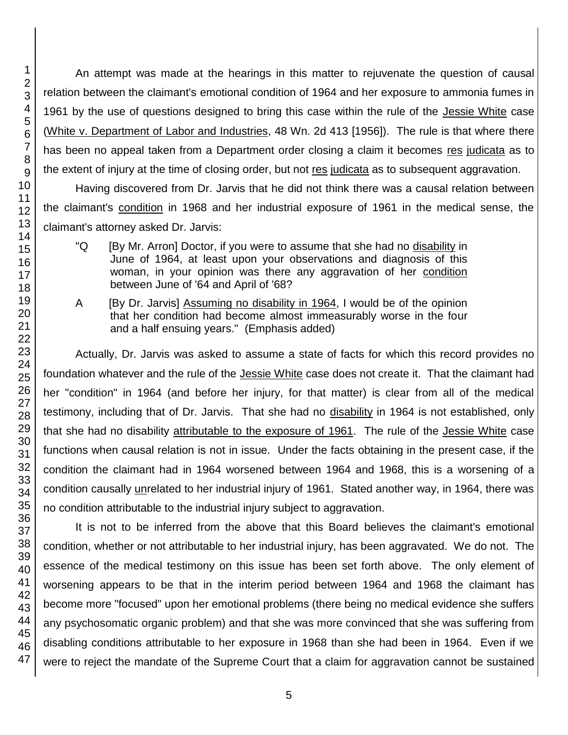An attempt was made at the hearings in this matter to rejuvenate the question of causal relation between the claimant's emotional condition of 1964 and her exposure to ammonia fumes in 1961 by the use of questions designed to bring this case within the rule of the Jessie White case (White v. Department of Labor and Industries, 48 Wn. 2d 413 [1956]). The rule is that where there has been no appeal taken from a Department order closing a claim it becomes res judicata as to the extent of injury at the time of closing order, but not res judicata as to subsequent aggravation.

Having discovered from Dr. Jarvis that he did not think there was a causal relation between the claimant's condition in 1968 and her industrial exposure of 1961 in the medical sense, the claimant's attorney asked Dr. Jarvis:

> "Q [By Mr. Arron] Doctor, if you were to assume that she had no disability in June of 1964, at least upon your observations and diagnosis of this woman, in your opinion was there any aggravation of her condition between June of '64 and April of '68?
>
> A [By Dr. Jarvis] Assuming no disability in 1964, I would be of the opinion that her condition had become almost immeasurably worse in the four and a half ensuing years." (Emphasis added)

Actually, Dr. Jarvis was asked to assume a state of facts for which this record provides no foundation whatever and the rule of the Jessie White case does not create it. That the claimant had her "condition" in 1964 (and before her injury, for that matter) is clear from all of the medical testimony, including that of Dr. Jarvis. That she had no disability in 1964 is not established, only that she had no disability attributable to the exposure of 1961. The rule of the Jessie White case functions when causal relation is not in issue. Under the facts obtaining in the present case, if the condition the claimant had in 1964 worsened between 1964 and 1968, this is a worsening of a condition causally unrelated to her industrial injury of 1961. Stated another way, in 1964, there was no condition attributable to the industrial injury subject to aggravation.

It is not to be inferred from the above that this Board believes the claimant's emotional condition, whether or not attributable to her industrial injury, has been aggravated. We do not. The essence of the medical testimony on this issue has been set forth above. The only element of worsening appears to be that in the interim period between 1964 and 1968 the claimant has become more "focused" upon her emotional problems (there being no medical evidence she suffers any psychosomatic organic problem) and that she was more convinced that she was suffering from disabling conditions attributable to her exposure in 1968 than she had been in 1964. Even if we were to reject the mandate of the Supreme Court that a claim for aggravation cannot be sustained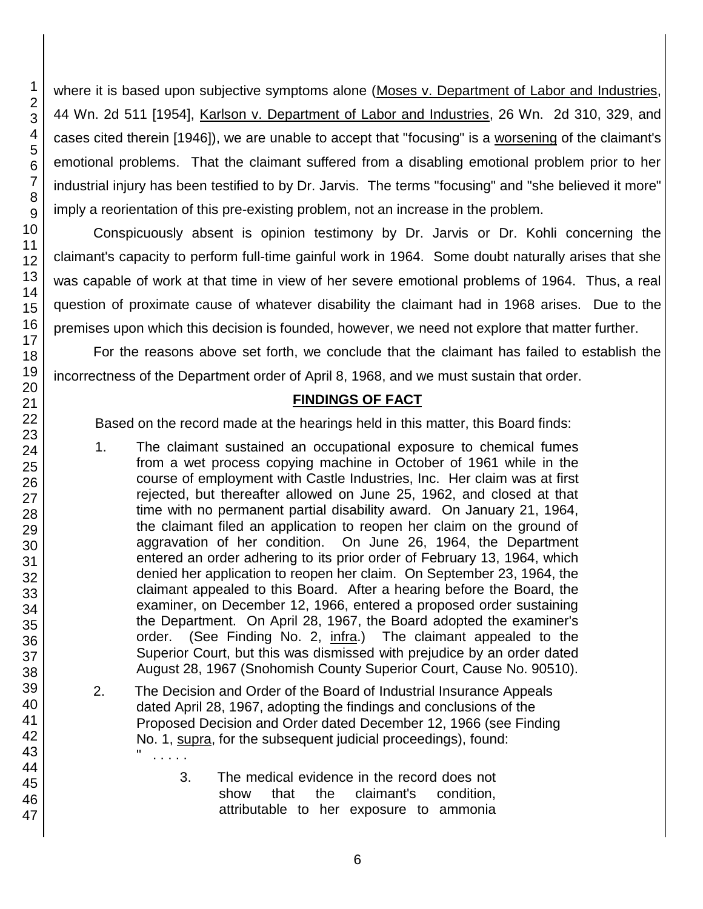where it is based upon subjective symptoms alone (Moses v. Department of Labor and Industries, 44 Wn. 2d 511 [1954], Karlson v. Department of Labor and Industries, 26 Wn. 2d 310, 329, and cases cited therein [1946]), we are unable to accept that "focusing" is a worsening of the claimant's emotional problems. That the claimant suffered from a disabling emotional problem prior to her industrial injury has been testified to by Dr. Jarvis. The terms "focusing" and "she believed it more" imply a reorientation of this pre-existing problem, not an increase in the problem.

Conspicuously absent is opinion testimony by Dr. Jarvis or Dr. Kohli concerning the claimant's capacity to perform full-time gainful work in 1964. Some doubt naturally arises that she was capable of work at that time in view of her severe emotional problems of 1964. Thus, a real question of proximate cause of whatever disability the claimant had in 1968 arises. Due to the premises upon which this decision is founded, however, we need not explore that matter further.

For the reasons above set forth, we conclude that the claimant has failed to establish the incorrectness of the Department order of April 8, 1968, and we must sustain that order.

## FINDINGS OF FACT

Based on the record made at the hearings held in this matter, this Board finds:

1. The claimant sustained an occupational exposure to chemical fumes from a wet process copying machine in October of 1961 while in the course of employment with Castle Industries, Inc. Her claim was at first rejected, but thereafter allowed on June 25, 1962, and closed at that time with no permanent partial disability award. On January 21, 1964, the claimant filed an application to reopen her claim on the ground of aggravation of her condition. On June 26, 1964, the Department entered an order adhering to its prior order of February 13, 1964, which denied her application to reopen her claim. On September 23, 1964, the claimant appealed to this Board. After a hearing before the Board, the examiner, on December 12, 1966, entered a proposed order sustaining the Department. On April 28, 1967, the Board adopted the examiner's order. (See Finding No. 2, infra.) The claimant appealed to the Superior Court, but this was dismissed with prejudice by an order dated August 28, 1967 (Snohomish County Superior Court, Cause No. 90510).

2. The Decision and Order of the Board of Industrial Insurance Appeals dated April 28, 1967, adopting the findings and conclusions of the Proposed Decision and Order dated December 12, 1966 (see Finding No. 1, supra, for the subsequent judicial proceedings), found:

   " . . . . .

   3. The medical evidence in the record does not show that the claimant's condition, attributable to her exposure to ammonia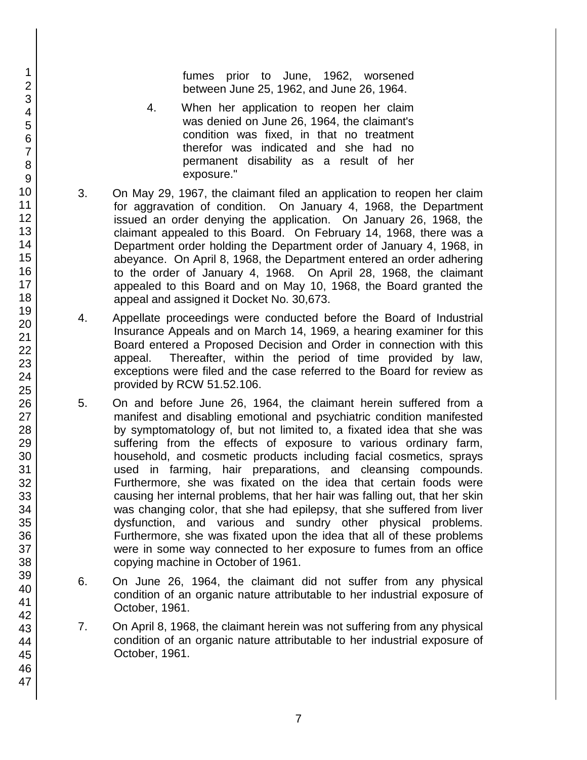> fumes prior to June, 1962, worsened between June 25, 1962, and June 26, 1964.
>
> 4. When her application to reopen her claim was denied on June 26, 1964, the claimant's condition was fixed, in that no treatment therefor was indicated and she had no permanent disability as a result of her exposure."

3. On May 29, 1967, the claimant filed an application to reopen her claim for aggravation of condition. On January 4, 1968, the Department issued an order denying the application. On January 26, 1968, the claimant appealed to this Board. On February 14, 1968, there was a Department order holding the Department order of January 4, 1968, in abeyance. On April 8, 1968, the Department entered an order adhering to the order of January 4, 1968. On April 28, 1968, the claimant appealed to this Board and on May 10, 1968, the Board granted the appeal and assigned it Docket No. 30,673.

4. Appellate proceedings were conducted before the Board of Industrial Insurance Appeals and on March 14, 1969, a hearing examiner for this Board entered a Proposed Decision and Order in connection with this appeal. Thereafter, within the period of time provided by law, exceptions were filed and the case referred to the Board for review as provided by RCW 51.52.106.

5. On and before June 26, 1964, the claimant herein suffered from a manifest and disabling emotional and psychiatric condition manifested by symptomatology of, but not limited to, a fixated idea that she was suffering from the effects of exposure to various ordinary farm, household, and cosmetic products including facial cosmetics, sprays used in farming, hair preparations, and cleansing compounds. Furthermore, she was fixated on the idea that certain foods were causing her internal problems, that her hair was falling out, that her skin was changing color, that she had epilepsy, that she suffered from liver dysfunction, and various and sundry other physical problems. Furthermore, she was fixated upon the idea that all of these problems were in some way connected to her exposure to fumes from an office copying machine in October of 1961.

6. On June 26, 1964, the claimant did not suffer from any physical condition of an organic nature attributable to her industrial exposure of October, 1961.

7. On April 8, 1968, the claimant herein was not suffering from any physical condition of an organic nature attributable to her industrial exposure of October, 1961.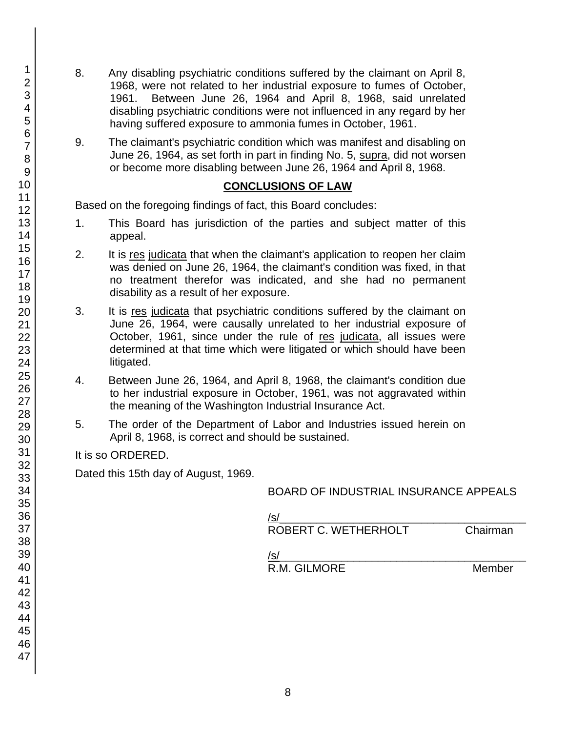8. Any disabling psychiatric conditions suffered by the claimant on April 8, 1968, were not related to her industrial exposure to fumes of October, 1961. Between June 26, 1964 and April 8, 1968, said unrelated disabling psychiatric conditions were not influenced in any regard by her having suffered exposure to ammonia fumes in October, 1961.

9. The claimant's psychiatric condition which was manifest and disabling on June 26, 1964, as set forth in part in finding No. 5, supra, did not worsen or become more disabling between June 26, 1964 and April 8, 1968.

## CONCLUSIONS OF LAW

Based on the foregoing findings of fact, this Board concludes:

1. This Board has jurisdiction of the parties and subject matter of this appeal.

2. It is res judicata that when the claimant's application to reopen her claim was denied on June 26, 1964, the claimant's condition was fixed, in that no treatment therefor was indicated, and she had no permanent disability as a result of her exposure.

3. It is res judicata that psychiatric conditions suffered by the claimant on June 26, 1964, were causally unrelated to her industrial exposure of October, 1961, since under the rule of res judicata, all issues were determined at that time which were litigated or which should have been litigated.

4. Between June 26, 1964, and April 8, 1968, the claimant's condition due to her industrial exposure in October, 1961, was not aggravated within the meaning of the Washington Industrial Insurance Act.

5. The order of the Department of Labor and Industries issued herein on April 8, 1968, is correct and should be sustained.

It is so ORDERED.

Dated this 15th day of August, 1969.

BOARD OF INDUSTRIAL INSURANCE APPEALS

/s/
ROBERT C. WETHERHOLT Chairman

/s/
R.M. GILMORE Member